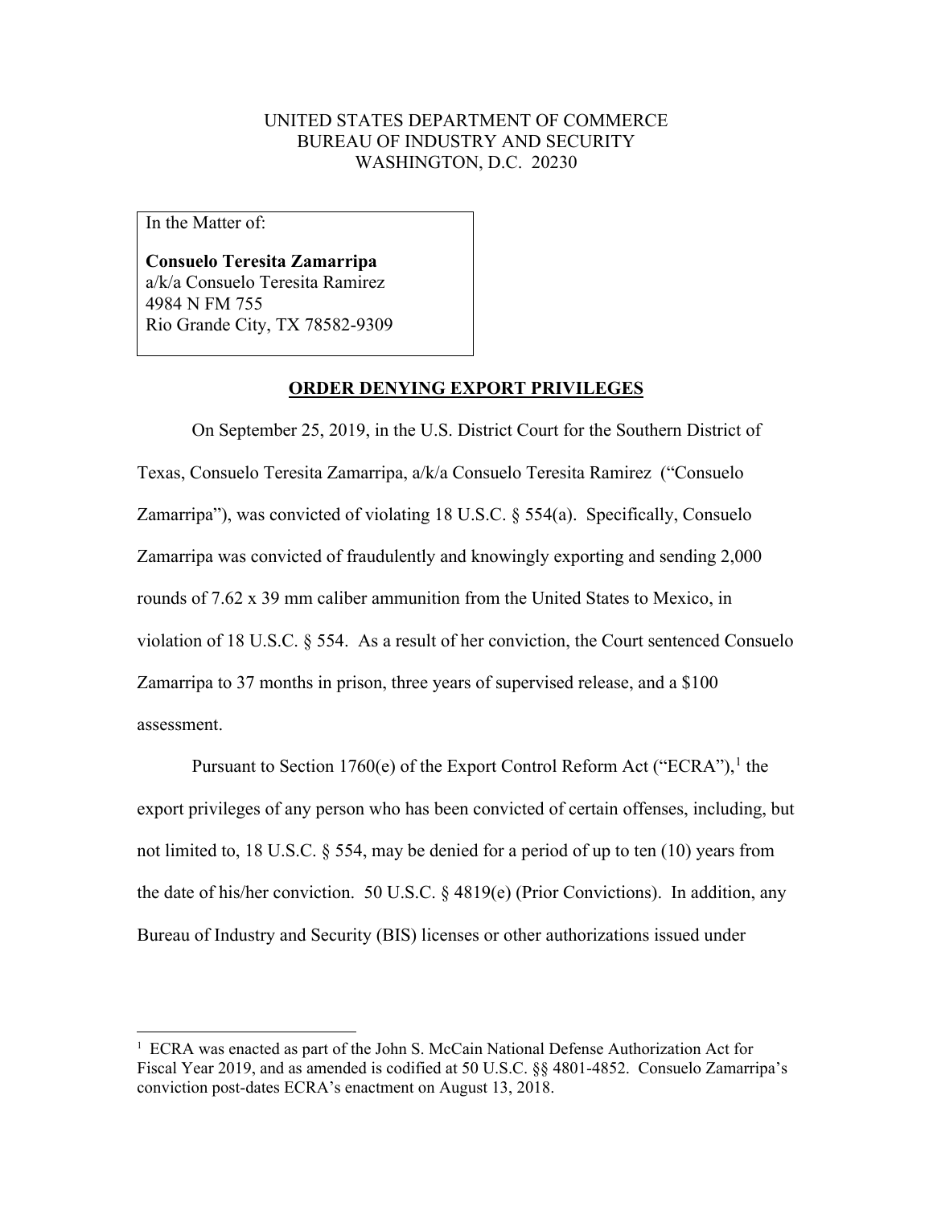UNITED STATES DEPARTMENT OF COMMERCE
BUREAU OF INDUSTRY AND SECURITY
WASHINGTON, D.C. 20230

In the Matter of:

**Consuelo Teresita Zamarripa**
a/k/a Consuelo Teresita Ramirez
4984 N FM 755
Rio Grande City, TX 78582-9309

**ORDER DENYING EXPORT PRIVILEGES**

On September 25, 2019, in the U.S. District Court for the Southern District of Texas, Consuelo Teresita Zamarripa, a/k/a Consuelo Teresita Ramirez ("Consuelo Zamarripa"), was convicted of violating 18 U.S.C. § 554(a). Specifically, Consuelo Zamarripa was convicted of fraudulently and knowingly exporting and sending 2,000 rounds of 7.62 x 39 mm caliber ammunition from the United States to Mexico, in violation of 18 U.S.C. § 554. As a result of her conviction, the Court sentenced Consuelo Zamarripa to 37 months in prison, three years of supervised release, and a $100 assessment.

Pursuant to Section 1760(e) of the Export Control Reform Act ("ECRA"),[1] the export privileges of any person who has been convicted of certain offenses, including, but not limited to, 18 U.S.C. § 554, may be denied for a period of up to ten (10) years from the date of his/her conviction. 50 U.S.C. § 4819(e) (Prior Convictions). In addition, any Bureau of Industry and Security (BIS) licenses or other authorizations issued under

[1] ECRA was enacted as part of the John S. McCain National Defense Authorization Act for Fiscal Year 2019, and as amended is codified at 50 U.S.C. §§ 4801-4852. Consuelo Zamarripa's conviction post-dates ECRA's enactment on August 13, 2018.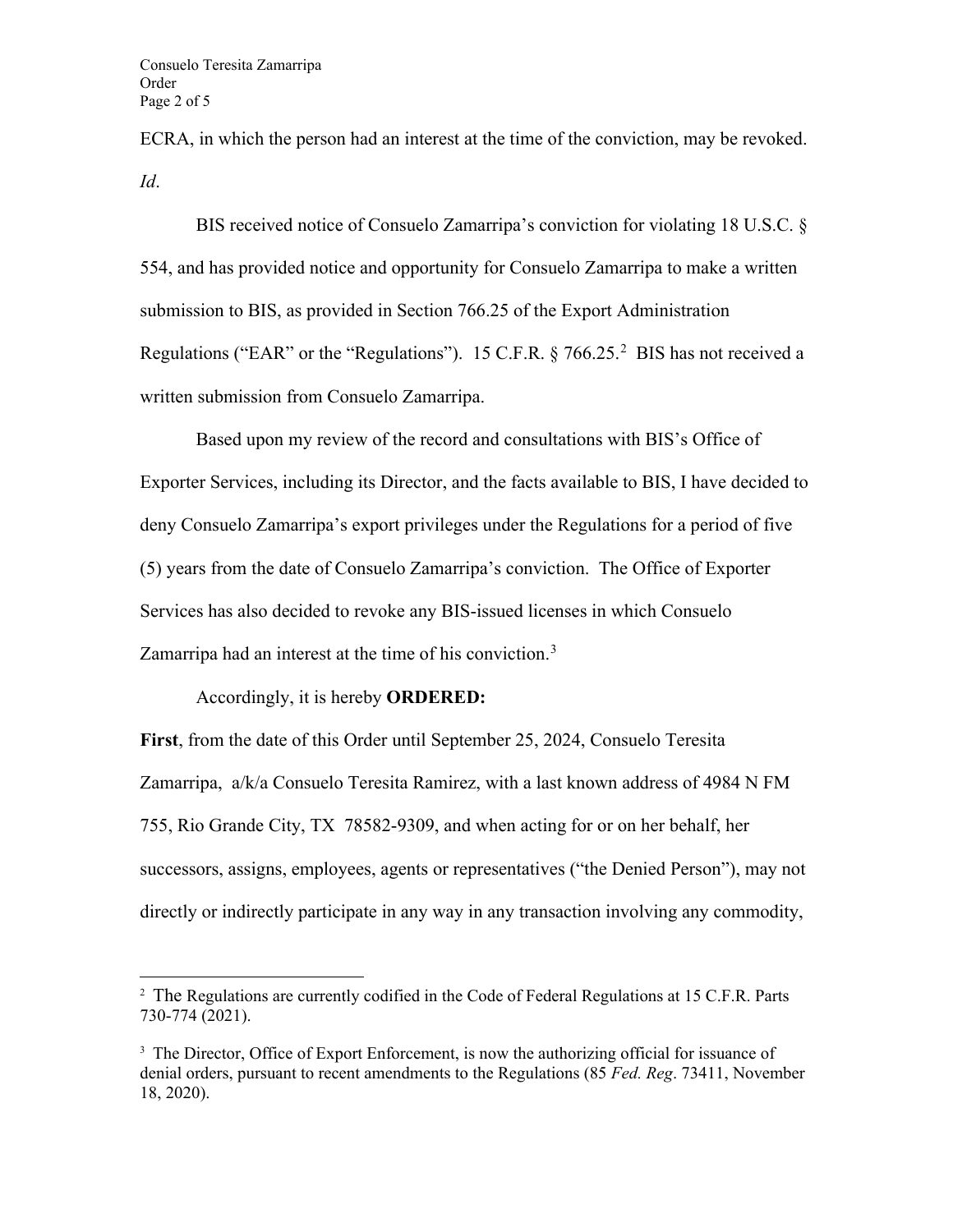ECRA, in which the person had an interest at the time of the conviction, may be revoked. *Id*.

BIS received notice of Consuelo Zamarripa's conviction for violating 18 U.S.C. § 554, and has provided notice and opportunity for Consuelo Zamarripa to make a written submission to BIS, as provided in Section 766.25 of the Export Administration Regulations ("EAR" or the "Regulations"). 15 C.F.R. § 766.25.[2] BIS has not received a written submission from Consuelo Zamarripa.

Based upon my review of the record and consultations with BIS's Office of Exporter Services, including its Director, and the facts available to BIS, I have decided to deny Consuelo Zamarripa's export privileges under the Regulations for a period of five (5) years from the date of Consuelo Zamarripa's conviction. The Office of Exporter Services has also decided to revoke any BIS-issued licenses in which Consuelo Zamarripa had an interest at the time of his conviction.[3]

Accordingly, it is hereby **ORDERED:**

**First**, from the date of this Order until September 25, 2024, Consuelo Teresita Zamarripa, a/k/a Consuelo Teresita Ramirez, with a last known address of 4984 N FM 755, Rio Grande City, TX 78582-9309, and when acting for or on her behalf, her successors, assigns, employees, agents or representatives ("the Denied Person"), may not directly or indirectly participate in any way in any transaction involving any commodity,

---

[2] The Regulations are currently codified in the Code of Federal Regulations at 15 C.F.R. Parts 730-774 (2021).

[3] The Director, Office of Export Enforcement, is now the authorizing official for issuance of denial orders, pursuant to recent amendments to the Regulations (85 *Fed. Reg*. 73411, November 18, 2020).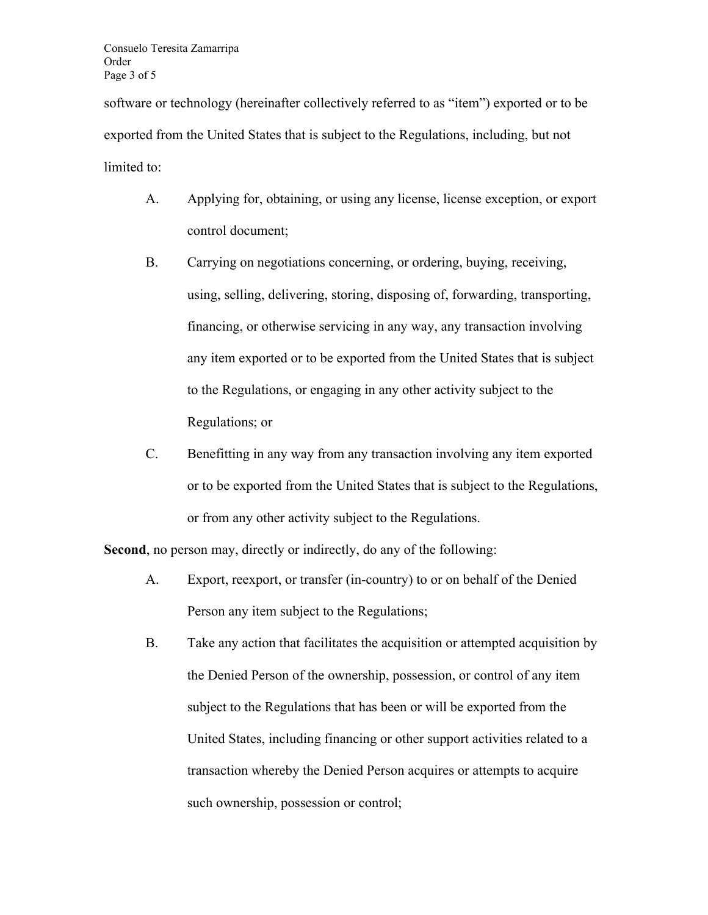software or technology (hereinafter collectively referred to as "item") exported or to be exported from the United States that is subject to the Regulations, including, but not limited to:

A. Applying for, obtaining, or using any license, license exception, or export control document;

B. Carrying on negotiations concerning, or ordering, buying, receiving, using, selling, delivering, storing, disposing of, forwarding, transporting, financing, or otherwise servicing in any way, any transaction involving any item exported or to be exported from the United States that is subject to the Regulations, or engaging in any other activity subject to the Regulations; or

C. Benefitting in any way from any transaction involving any item exported or to be exported from the United States that is subject to the Regulations, or from any other activity subject to the Regulations.

**Second**, no person may, directly or indirectly, do any of the following:

A. Export, reexport, or transfer (in-country) to or on behalf of the Denied Person any item subject to the Regulations;

B. Take any action that facilitates the acquisition or attempted acquisition by the Denied Person of the ownership, possession, or control of any item subject to the Regulations that has been or will be exported from the United States, including financing or other support activities related to a transaction whereby the Denied Person acquires or attempts to acquire such ownership, possession or control;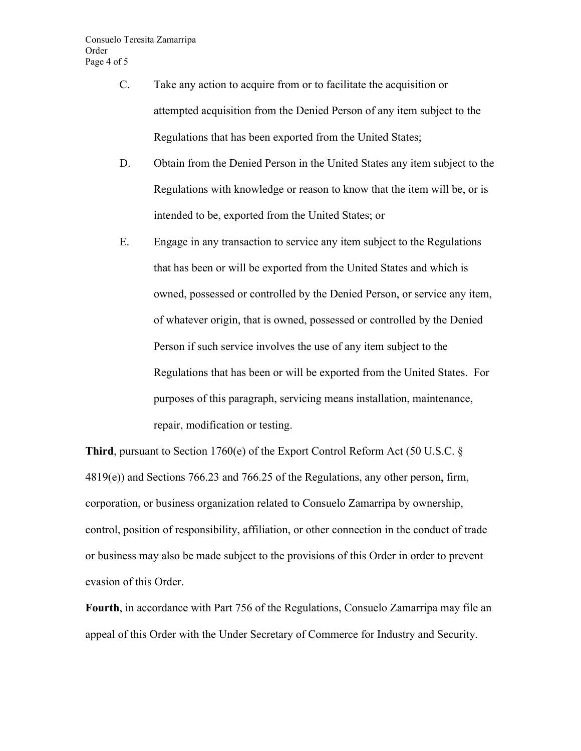C. Take any action to acquire from or to facilitate the acquisition or attempted acquisition from the Denied Person of any item subject to the Regulations that has been exported from the United States;

D. Obtain from the Denied Person in the United States any item subject to the Regulations with knowledge or reason to know that the item will be, or is intended to be, exported from the United States; or

E. Engage in any transaction to service any item subject to the Regulations that has been or will be exported from the United States and which is owned, possessed or controlled by the Denied Person, or service any item, of whatever origin, that is owned, possessed or controlled by the Denied Person if such service involves the use of any item subject to the Regulations that has been or will be exported from the United States. For purposes of this paragraph, servicing means installation, maintenance, repair, modification or testing.

**Third**, pursuant to Section 1760(e) of the Export Control Reform Act (50 U.S.C. § 4819(e)) and Sections 766.23 and 766.25 of the Regulations, any other person, firm, corporation, or business organization related to Consuelo Zamarripa by ownership, control, position of responsibility, affiliation, or other connection in the conduct of trade or business may also be made subject to the provisions of this Order in order to prevent evasion of this Order.

**Fourth**, in accordance with Part 756 of the Regulations, Consuelo Zamarripa may file an appeal of this Order with the Under Secretary of Commerce for Industry and Security.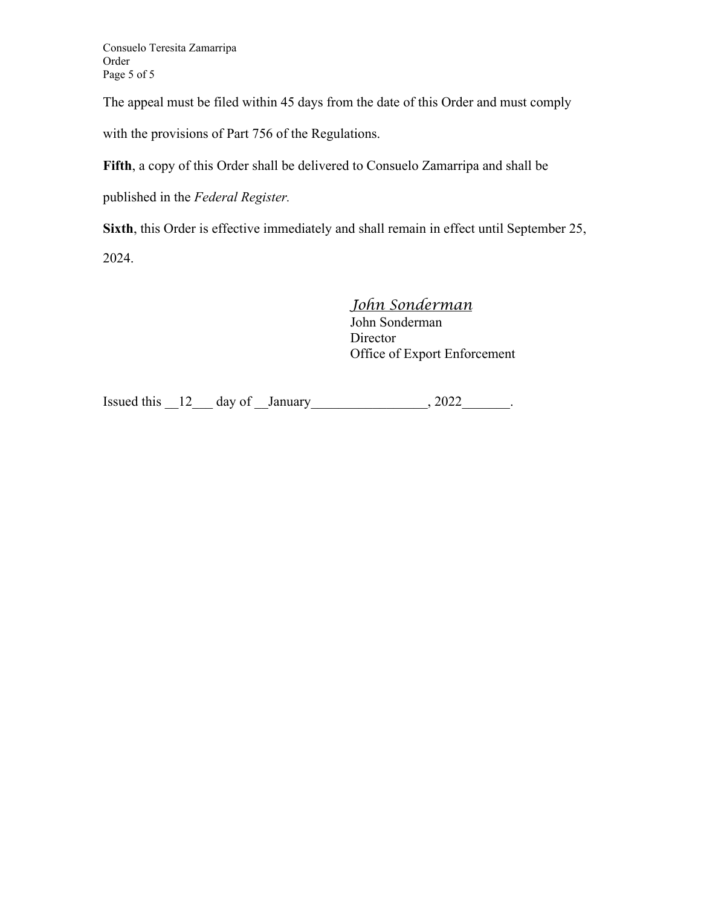The appeal must be filed within 45 days from the date of this Order and must comply with the provisions of Part 756 of the Regulations.

**Fifth**, a copy of this Order shall be delivered to Consuelo Zamarripa and shall be published in the *Federal Register.*

**Sixth**, this Order is effective immediately and shall remain in effect until September 25, 2024.

*John Sonderman*
John Sonderman
Director
Office of Export Enforcement

Issued this __12___ day of __January_________________, 2022_______.